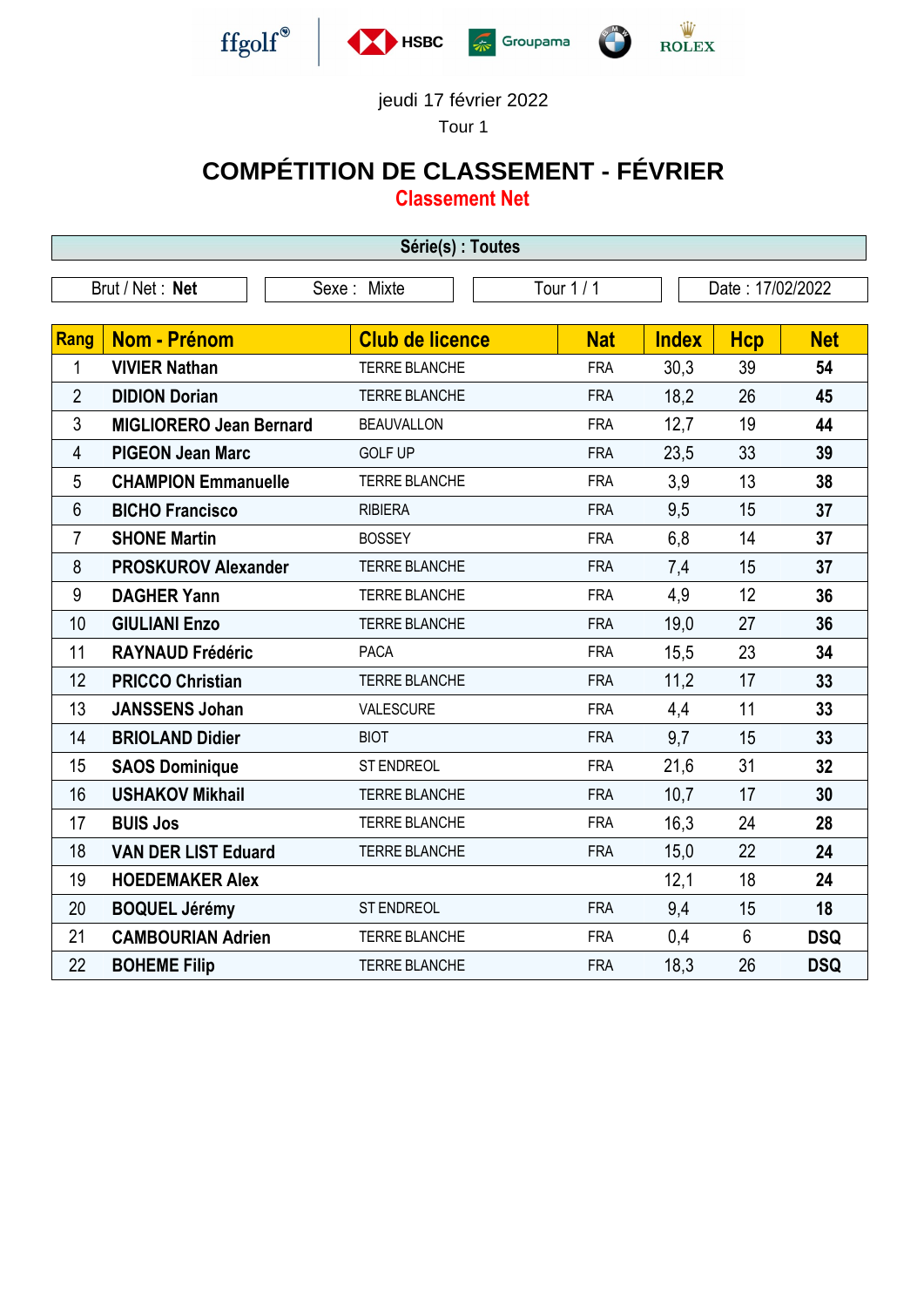jeudi 17 février 2022

Tour 1

# COMPÉTITION DE CLASSEMENT - FÉVRIER

## Classement Net

**Série(s) : Toutes**

| Brut / Net : **Net** | Sexe : Mixte | Tour 1 / 1 | Date : 17/02/2022 |
|---|---|---|---|

| Rang | Nom - Prénom | Club de licence | Nat | Index | Hcp | Net |
|---|---|---|---|---|---|---|
| 1 | **VIVIER Nathan** | TERRE BLANCHE | FRA | 30,3 | 39 | **54** |
| 2 | **DIDION Dorian** | TERRE BLANCHE | FRA | 18,2 | 26 | **45** |
| 3 | **MIGLIORERO Jean Bernard** | BEAUVALLON | FRA | 12,7 | 19 | **44** |
| 4 | **PIGEON Jean Marc** | GOLF UP | FRA | 23,5 | 33 | **39** |
| 5 | **CHAMPION Emmanuelle** | TERRE BLANCHE | FRA | 3,9 | 13 | **38** |
| 6 | **BICHO Francisco** | RIBIERA | FRA | 9,5 | 15 | **37** |
| 7 | **SHONE Martin** | BOSSEY | FRA | 6,8 | 14 | **37** |
| 8 | **PROSKUROV Alexander** | TERRE BLANCHE | FRA | 7,4 | 15 | **37** |
| 9 | **DAGHER Yann** | TERRE BLANCHE | FRA | 4,9 | 12 | **36** |
| 10 | **GIULIANI Enzo** | TERRE BLANCHE | FRA | 19,0 | 27 | **36** |
| 11 | **RAYNAUD Frédéric** | PACA | FRA | 15,5 | 23 | **34** |
| 12 | **PRICCO Christian** | TERRE BLANCHE | FRA | 11,2 | 17 | **33** |
| 13 | **JANSSENS Johan** | VALESCURE | FRA | 4,4 | 11 | **33** |
| 14 | **BRIOLAND Didier** | BIOT | FRA | 9,7 | 15 | **33** |
| 15 | **SAOS Dominique** | ST ENDREOL | FRA | 21,6 | 31 | **32** |
| 16 | **USHAKOV Mikhail** | TERRE BLANCHE | FRA | 10,7 | 17 | **30** |
| 17 | **BUIS Jos** | TERRE BLANCHE | FRA | 16,3 | 24 | **28** |
| 18 | **VAN DER LIST Eduard** | TERRE BLANCHE | FRA | 15,0 | 22 | **24** |
| 19 | **HOEDEMAKER Alex** | | | 12,1 | 18 | **24** |
| 20 | **BOQUEL Jérémy** | ST ENDREOL | FRA | 9,4 | 15 | **18** |
| 21 | **CAMBOURIAN Adrien** | TERRE BLANCHE | FRA | 0,4 | 6 | **DSQ** |
| 22 | **BOHEME Filip** | TERRE BLANCHE | FRA | 18,3 | 26 | **DSQ** |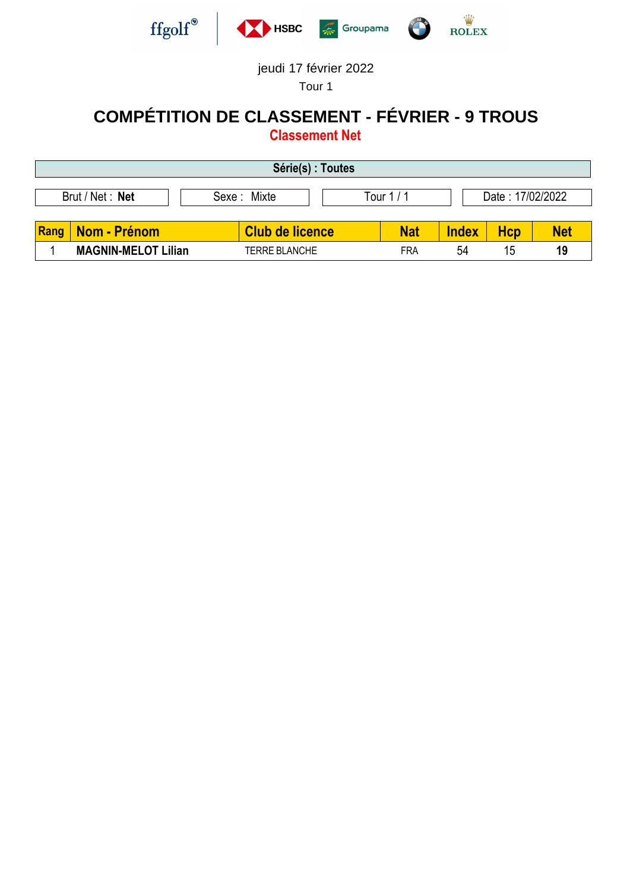ffgolf HSBC Groupama BMW ROLEX

jeudi 17 février 2022

Tour 1

# COMPÉTITION DE CLASSEMENT - FÉVRIER - 9 TROUS

## Classement Net

**Série(s) : Toutes**

| Brut / Net : **Net** | Sexe : Mixte | Tour 1 / 1 | Date : 17/02/2022 |
|---|---|---|---|

| Rang | Nom - Prénom | Club de licence | Nat | Index | Hcp | Net |
|---|---|---|---|---|---|---|
| 1 | **MAGNIN-MELOT Lilian** | TERRE BLANCHE | FRA | 54 | 15 | **19** |